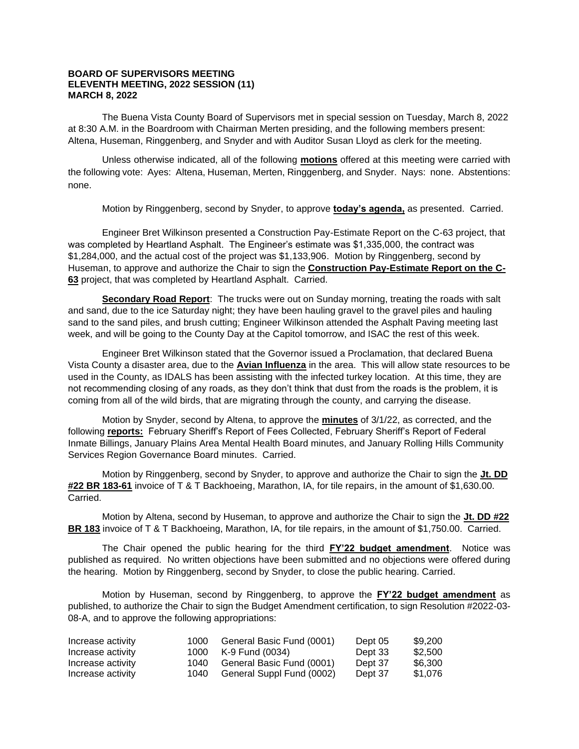**BOARD OF SUPERVISORS MEETING**
**ELEVENTH MEETING, 2022 SESSION (11)**
**MARCH 8, 2022**

The Buena Vista County Board of Supervisors met in special session on Tuesday, March 8, 2022 at 8:30 A.M. in the Boardroom with Chairman Merten presiding, and the following members present: Altena, Huseman, Ringgenberg, and Snyder and with Auditor Susan Lloyd as clerk for the meeting.

Unless otherwise indicated, all of the following **motions** offered at this meeting were carried with the following vote: Ayes: Altena, Huseman, Merten, Ringgenberg, and Snyder. Nays: none. Abstentions: none.

Motion by Ringgenberg, second by Snyder, to approve **today's agenda,** as presented. Carried.

Engineer Bret Wilkinson presented a Construction Pay-Estimate Report on the C-63 project, that was completed by Heartland Asphalt. The Engineer's estimate was $1,335,000, the contract was $1,284,000, and the actual cost of the project was $1,133,906. Motion by Ringgenberg, second by Huseman, to approve and authorize the Chair to sign the **Construction Pay-Estimate Report on the C-63** project, that was completed by Heartland Asphalt. Carried.

**Secondary Road Report**: The trucks were out on Sunday morning, treating the roads with salt and sand, due to the ice Saturday night; they have been hauling gravel to the gravel piles and hauling sand to the sand piles, and brush cutting; Engineer Wilkinson attended the Asphalt Paving meeting last week, and will be going to the County Day at the Capitol tomorrow, and ISAC the rest of this week.

Engineer Bret Wilkinson stated that the Governor issued a Proclamation, that declared Buena Vista County a disaster area, due to the **Avian Influenza** in the area. This will allow state resources to be used in the County, as IDALS has been assisting with the infected turkey location. At this time, they are not recommending closing of any roads, as they don't think that dust from the roads is the problem, it is coming from all of the wild birds, that are migrating through the county, and carrying the disease.

Motion by Snyder, second by Altena, to approve the **minutes** of 3/1/22, as corrected, and the following **reports:** February Sheriff's Report of Fees Collected, February Sheriff's Report of Federal Inmate Billings, January Plains Area Mental Health Board minutes, and January Rolling Hills Community Services Region Governance Board minutes. Carried.

Motion by Ringgenberg, second by Snyder, to approve and authorize the Chair to sign the **Jt. DD #22 BR 183-61** invoice of T & T Backhoeing, Marathon, IA, for tile repairs, in the amount of $1,630.00. Carried.

Motion by Altena, second by Huseman, to approve and authorize the Chair to sign the **Jt. DD #22 BR 183** invoice of T & T Backhoeing, Marathon, IA, for tile repairs, in the amount of $1,750.00. Carried.

The Chair opened the public hearing for the third **FY'22 budget amendment**. Notice was published as required. No written objections have been submitted and no objections were offered during the hearing. Motion by Ringgenberg, second by Snyder, to close the public hearing. Carried.

Motion by Huseman, second by Ringgenberg, to approve the **FY'22 budget amendment** as published, to authorize the Chair to sign the Budget Amendment certification, to sign Resolution #2022-03-08-A, and to approve the following appropriations:

| | | | | |
|---|---|---|---|---|
| Increase activity | 1000 | General Basic Fund (0001) | Dept 05 | $9,200 |
| Increase activity | 1000 | K-9 Fund (0034) | Dept 33 | $2,500 |
| Increase activity | 1040 | General Basic Fund (0001) | Dept 37 | $6,300 |
| Increase activity | 1040 | General Suppl Fund (0002) | Dept 37 | $1,076 |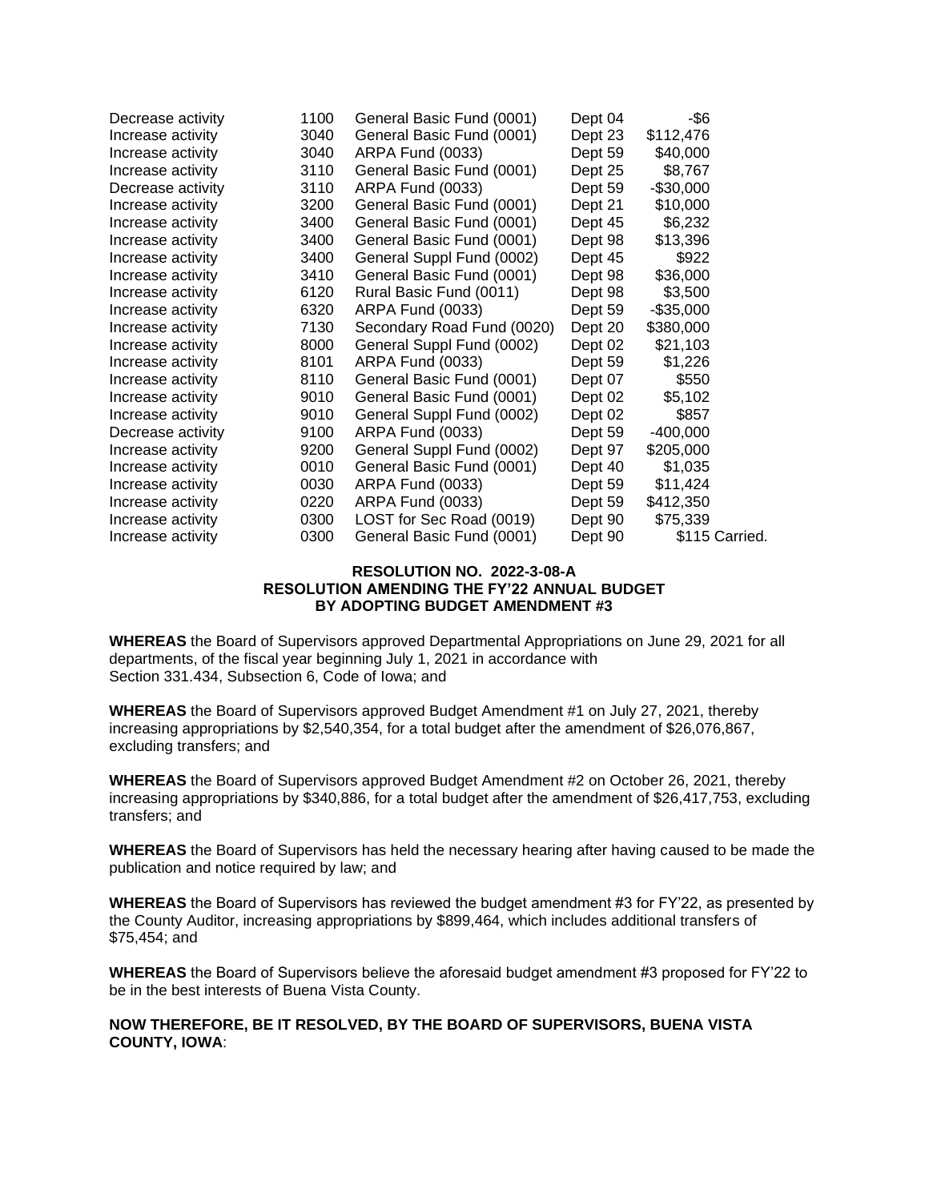| | | | | |
|---|---|---|---|---|
| Decrease activity | 1100 | General Basic Fund (0001) | Dept 04 | -$6 |
| Increase activity | 3040 | General Basic Fund (0001) | Dept 23 | $112,476 |
| Increase activity | 3040 | ARPA Fund (0033) | Dept 59 | $40,000 |
| Increase activity | 3110 | General Basic Fund (0001) | Dept 25 | $8,767 |
| Decrease activity | 3110 | ARPA Fund (0033) | Dept 59 | -$30,000 |
| Increase activity | 3200 | General Basic Fund (0001) | Dept 21 | $10,000 |
| Increase activity | 3400 | General Basic Fund (0001) | Dept 45 | $6,232 |
| Increase activity | 3400 | General Basic Fund (0001) | Dept 98 | $13,396 |
| Increase activity | 3400 | General Suppl Fund (0002) | Dept 45 | $922 |
| Increase activity | 3410 | General Basic Fund (0001) | Dept 98 | $36,000 |
| Increase activity | 6120 | Rural Basic Fund (0011) | Dept 98 | $3,500 |
| Increase activity | 6320 | ARPA Fund (0033) | Dept 59 | -$35,000 |
| Increase activity | 7130 | Secondary Road Fund (0020) | Dept 20 | $380,000 |
| Increase activity | 8000 | General Suppl Fund (0002) | Dept 02 | $21,103 |
| Increase activity | 8101 | ARPA Fund (0033) | Dept 59 | $1,226 |
| Increase activity | 8110 | General Basic Fund (0001) | Dept 07 | $550 |
| Increase activity | 9010 | General Basic Fund (0001) | Dept 02 | $5,102 |
| Increase activity | 9010 | General Suppl Fund (0002) | Dept 02 | $857 |
| Decrease activity | 9100 | ARPA Fund (0033) | Dept 59 | -400,000 |
| Increase activity | 9200 | General Suppl Fund (0002) | Dept 97 | $205,000 |
| Increase activity | 0010 | General Basic Fund (0001) | Dept 40 | $1,035 |
| Increase activity | 0030 | ARPA Fund (0033) | Dept 59 | $11,424 |
| Increase activity | 0220 | ARPA Fund (0033) | Dept 59 | $412,350 |
| Increase activity | 0300 | LOST for Sec Road (0019) | Dept 90 | $75,339 |
| Increase activity | 0300 | General Basic Fund (0001) | Dept 90 | $115 Carried. |

**RESOLUTION NO. 2022-3-08-A**
**RESOLUTION AMENDING THE FY'22 ANNUAL BUDGET**
**BY ADOPTING BUDGET AMENDMENT #3**

**WHEREAS** the Board of Supervisors approved Departmental Appropriations on June 29, 2021 for all departments, of the fiscal year beginning July 1, 2021 in accordance with Section 331.434, Subsection 6, Code of Iowa; and

**WHEREAS** the Board of Supervisors approved Budget Amendment #1 on July 27, 2021, thereby increasing appropriations by $2,540,354, for a total budget after the amendment of $26,076,867, excluding transfers; and

**WHEREAS** the Board of Supervisors approved Budget Amendment #2 on October 26, 2021, thereby increasing appropriations by $340,886, for a total budget after the amendment of $26,417,753, excluding transfers; and

**WHEREAS** the Board of Supervisors has held the necessary hearing after having caused to be made the publication and notice required by law; and

**WHEREAS** the Board of Supervisors has reviewed the budget amendment #3 for FY'22, as presented by the County Auditor, increasing appropriations by $899,464, which includes additional transfers of $75,454; and

**WHEREAS** the Board of Supervisors believe the aforesaid budget amendment #3 proposed for FY'22 to be in the best interests of Buena Vista County.

**NOW THEREFORE, BE IT RESOLVED, BY THE BOARD OF SUPERVISORS, BUENA VISTA COUNTY, IOWA**: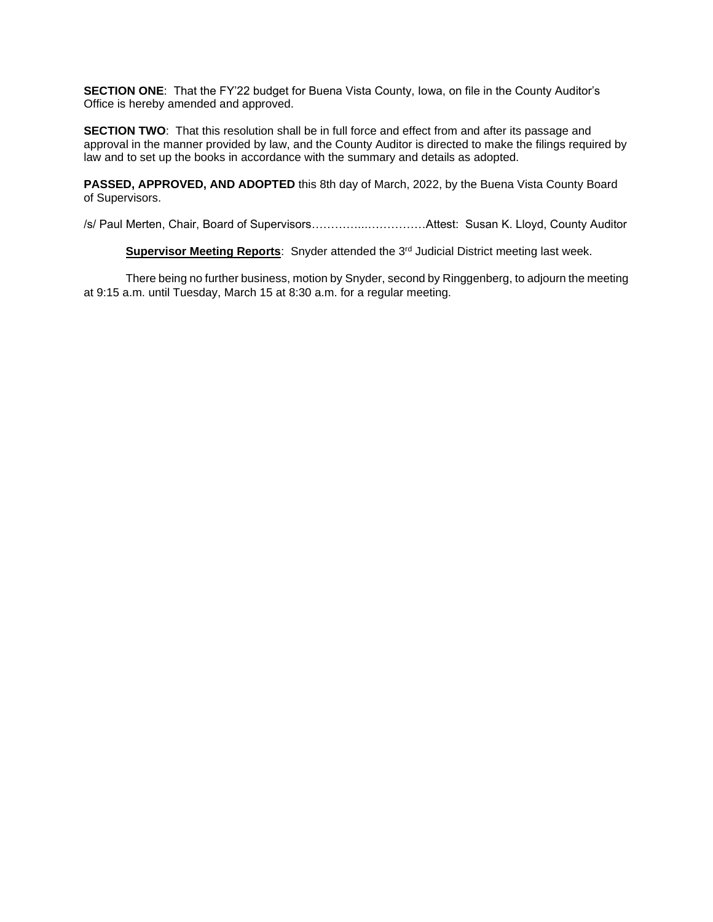**SECTION ONE**: That the FY'22 budget for Buena Vista County, Iowa, on file in the County Auditor's Office is hereby amended and approved.

**SECTION TWO**: That this resolution shall be in full force and effect from and after its passage and approval in the manner provided by law, and the County Auditor is directed to make the filings required by law and to set up the books in accordance with the summary and details as adopted.

**PASSED, APPROVED, AND ADOPTED** this 8th day of March, 2022, by the Buena Vista County Board of Supervisors.

/s/ Paul Merten, Chair, Board of Supervisors…………..……………Attest: Susan K. Lloyd, County Auditor

**Supervisor Meeting Reports**: Snyder attended the 3rd Judicial District meeting last week.

There being no further business, motion by Snyder, second by Ringgenberg, to adjourn the meeting at 9:15 a.m. until Tuesday, March 15 at 8:30 a.m. for a regular meeting.